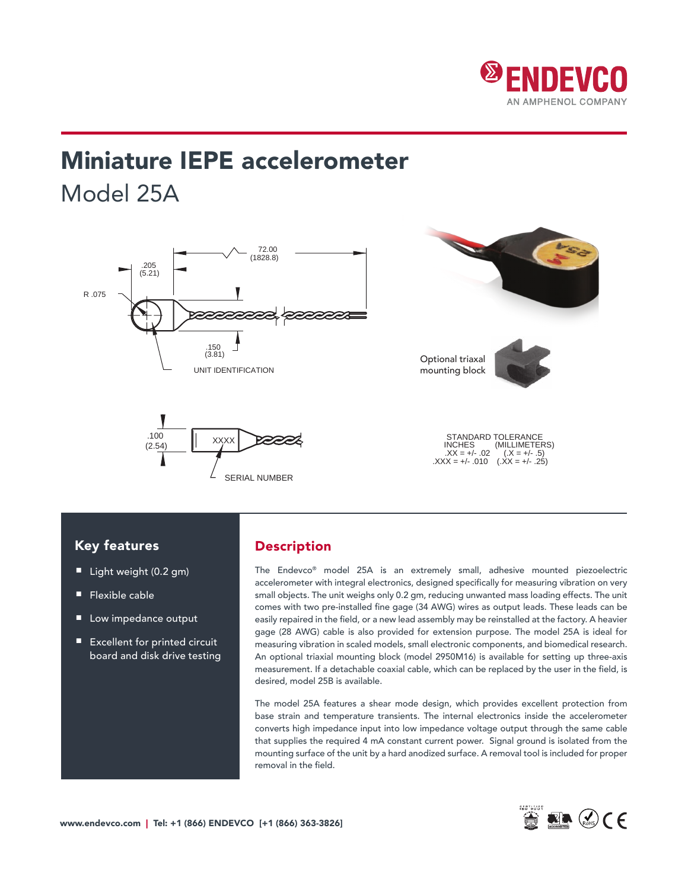# Miniature IEPE accelerometer

## Model 25A

72.00 (1828.8)

.205 (5.21)

R .075

.150 (3.81)

UNIT IDENTIFICATION

.100 (2.54)

XXXX

SERIAL NUMBER

Optional triaxal mounting block

STANDARD TOLERANCE

| INCHES | (MILLIMETERS) |
|---|---|
| .XX = +/- .02 | (.X = +/- .5) |
| .XXX = +/- .010 | (.XX = +/- .25) |

## Key features

- Light weight (0.2 gm)
- Flexible cable
- Low impedance output
- Excellent for printed circuit board and disk drive testing

## Description

The Endevco® model 25A is an extremely small, adhesive mounted piezoelectric accelerometer with integral electronics, designed specifically for measuring vibration on very small objects. The unit weighs only 0.2 gm, reducing unwanted mass loading effects. The unit comes with two pre-installed fine gage (34 AWG) wires as output leads. These leads can be easily repaired in the field, or a new lead assembly may be reinstalled at the factory. A heavier gage (28 AWG) cable is also provided for extension purpose. The model 25A is ideal for measuring vibration in scaled models, small electronic components, and biomedical research. An optional triaxial mounting block (model 2950M16) is available for setting up three-axis measurement. If a detachable coaxial cable, which can be replaced by the user in the field, is desired, model 25B is available.

The model 25A features a shear mode design, which provides excellent protection from base strain and temperature transients. The internal electronics inside the accelerometer converts high impedance input into low impedance voltage output through the same cable that supplies the required 4 mA constant current power. Signal ground is isolated from the mounting surface of the unit by a hard anodized surface. A removal tool is included for proper removal in the field.

**www.endevco.com | Tel: +1 (866) ENDEVCO [+1 (866) 363-3826]**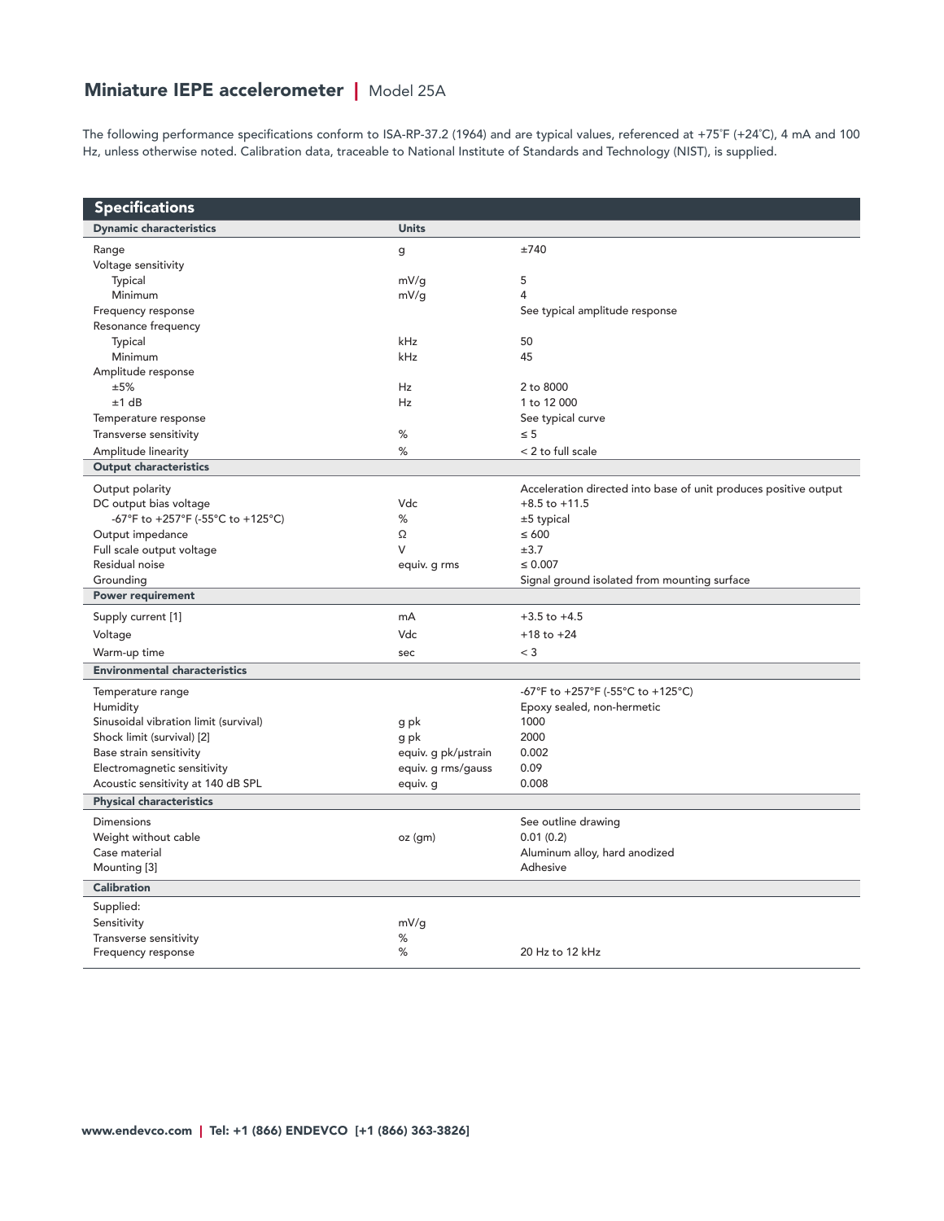# Miniature IEPE accelerometer | Model 25A

The following performance specifications conform to ISA-RP-37.2 (1964) and are typical values, referenced at +75˚F (+24˚C), 4 mA and 100 Hz, unless otherwise noted. Calibration data, traceable to National Institute of Standards and Technology (NIST), is supplied.

## Specifications

| Dynamic characteristics | Units | |
|---|---|---|
| Range | g | ±740 |
| Voltage sensitivity | | |
| Typical | mV/g | 5 |
| Minimum | mV/g | 4 |
| Frequency response | | See typical amplitude response |
| Resonance frequency | | |
| Typical | kHz | 50 |
| Minimum | kHz | 45 |
| Amplitude response | | |
| ±5% | Hz | 2 to 8000 |
| ±1 dB | Hz | 1 to 12 000 |
| Temperature response | | See typical curve |
| Transverse sensitivity | % | ≤ 5 |
| Amplitude linearity | % | < 2 to full scale |
| **Output characteristics** | | |
| Output polarity | | Acceleration directed into base of unit produces positive output |
| DC output bias voltage | Vdc | +8.5 to +11.5 |
| -67°F to +257°F (-55°C to +125°C) | % | ±5 typical |
| Output impedance | Ω | ≤ 600 |
| Full scale output voltage | V | ±3.7 |
| Residual noise | equiv. g rms | ≤ 0.007 |
| Grounding | | Signal ground isolated from mounting surface |
| **Power requirement** | | |
| Supply current [1] | mA | +3.5 to +4.5 |
| Voltage | Vdc | +18 to +24 |
| Warm-up time | sec | < 3 |
| **Environmental characteristics** | | |
| Temperature range | | -67°F to +257°F (-55°C to +125°C) |
| Humidity | | Epoxy sealed, non-hermetic |
| Sinusoidal vibration limit (survival) | g pk | 1000 |
| Shock limit (survival) [2] | g pk | 2000 |
| Base strain sensitivity | equiv. g pk/µstrain | 0.002 |
| Electromagnetic sensitivity | equiv. g rms/gauss | 0.09 |
| Acoustic sensitivity at 140 dB SPL | equiv. g | 0.008 |
| **Physical characteristics** | | |
| Dimensions | | See outline drawing |
| Weight without cable | oz (gm) | 0.01 (0.2) |
| Case material | | Aluminum alloy, hard anodized |
| Mounting [3] | | Adhesive |
| **Calibration** | | |
| Supplied: | | |
| Sensitivity | mV/g | |
| Transverse sensitivity | % | |
| Frequency response | % | 20 Hz to 12 kHz |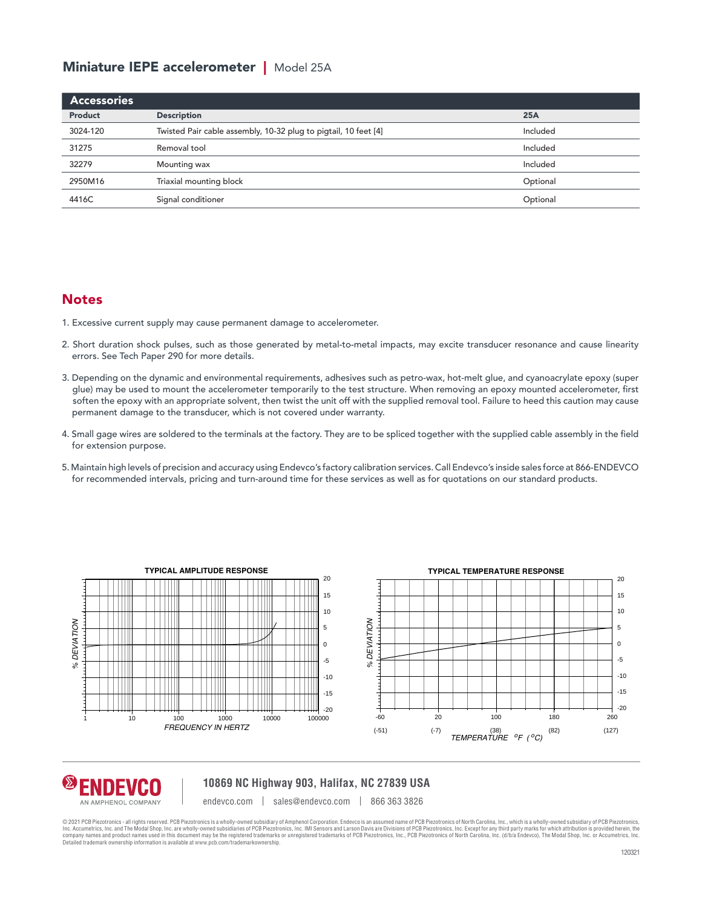## Miniature IEPE accelerometer | Model 25A

### Accessories

| Product | Description | 25A |
|---|---|---|
| 3024-120 | Twisted Pair cable assembly, 10-32 plug to pigtail, 10 feet [4] | Included |
| 31275 | Removal tool | Included |
| 32279 | Mounting wax | Included |
| 2950M16 | Triaxial mounting block | Optional |
| 4416C | Signal conditioner | Optional |

## Notes

1. Excessive current supply may cause permanent damage to accelerometer.
2. Short duration shock pulses, such as those generated by metal-to-metal impacts, may excite transducer resonance and cause linearity errors. See Tech Paper 290 for more details.
3. Depending on the dynamic and environmental requirements, adhesives such as petro-wax, hot-melt glue, and cyanoacrylate epoxy (super glue) may be used to mount the accelerometer temporarily to the test structure. When removing an epoxy mounted accelerometer, first soften the epoxy with an appropriate solvent, then twist the unit off with the supplied removal tool. Failure to heed this caution may cause permanent damage to the transducer, which is not covered under warranty.
4. Small gage wires are soldered to the terminals at the factory. They are to be spliced together with the supplied cable assembly in the field for extension purpose.
5. Maintain high levels of precision and accuracy using Endevco's factory calibration services. Call Endevco's inside sales force at 866-ENDEVCO for recommended intervals, pricing and turn-around time for these services as well as for quotations on our standard products.

TYPICAL AMPLITUDE RESPONSE

% DEVIATION

20
15
10
5
0
-5
-10
-15
-20

1 10 100 1000 10000 100000

FREQUENCY IN HERTZ

TYPICAL TEMPERATURE RESPONSE

% DEVIATION

20
15
10
5
0
-5
-10
-15
-20

-60 20 100 180 260

(-51) (-7) (38) (82) (127)

TEMPERATURE °F (°C)

ENDEVCO
AN AMPHENOL COMPANY

10869 NC Highway 903, Halifax, NC 27839 USA

endevco.com | sales@endevco.com | 866 363 3826

© 2021 PCB Piezotronics - all rights reserved. PCB Piezotronics is a wholly-owned subsidiary of Amphenol Corporation. Endevco is an assumed name of PCB Piezotronics of North Carolina, Inc., which is a wholly-owned subsidiary of PCB Piezotronics, Inc. Accumetrics, Inc. and The Modal Shop, Inc. are wholly-owned subsidiaries of PCB Piezotronics, Inc. IMI Sensors and Larson Davis are Divisions of PCB Piezotronics, Inc. Except for any third party marks for which attribution is provided herein, the company names and product names used in this document may be the registered trademarks or unregistered trademarks of PCB Piezotronics, Inc., PCB Piezotronics of North Carolina, Inc. (d/b/a Endevco), The Modal Shop, Inc. or Accumetrics, Inc. Detailed trademark ownership information is available at www.pcb.com/trademarkownership.

120321